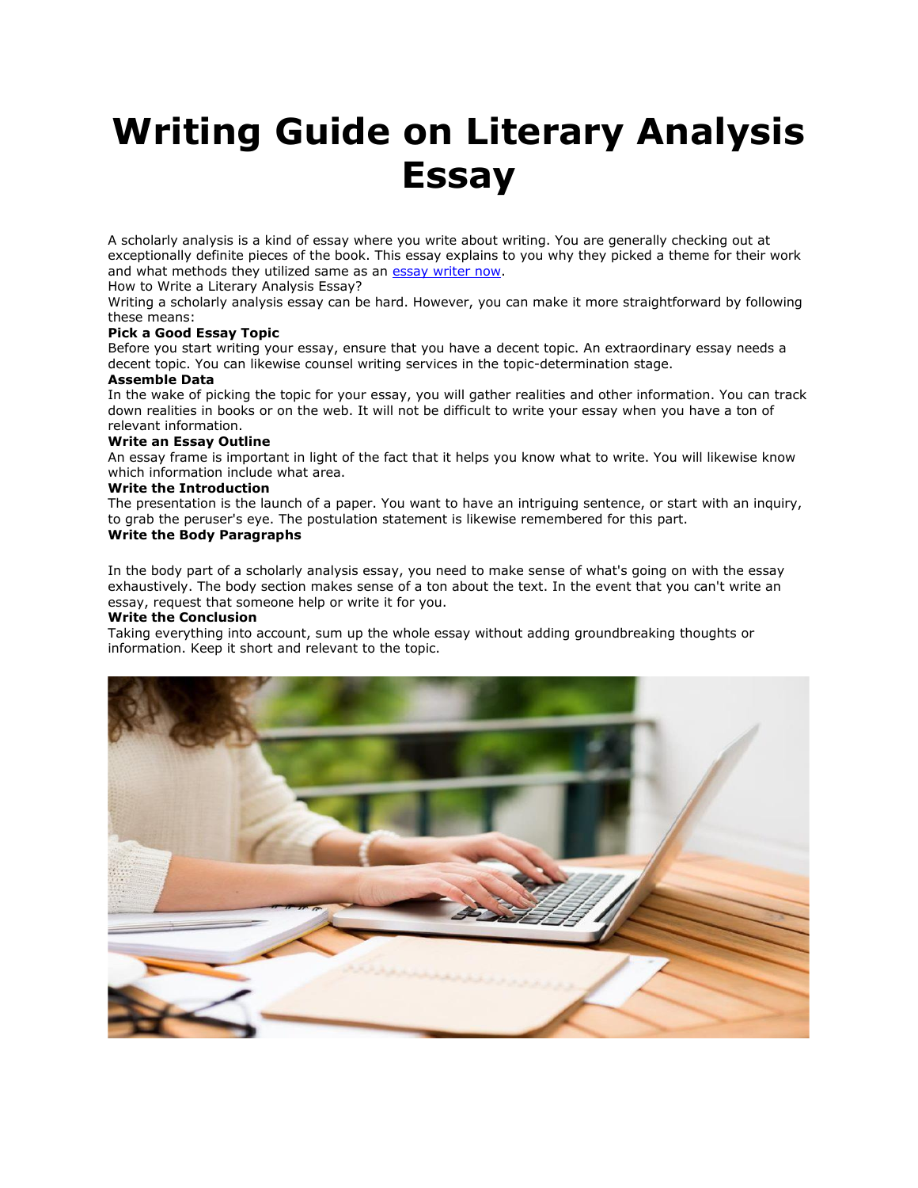# Writing Guide on Literary Analysis Essay

A scholarly analysis is a kind of essay where you write about writing. You are generally checking out at exceptionally definite pieces of the book. This essay explains to you why they picked a theme for their work and what methods they utilized same as an [essay writer now](essay writer now).

How to Write a Literary Analysis Essay?

Writing a scholarly analysis essay can be hard. However, you can make it more straightforward by following these means:

**Pick a Good Essay Topic**

Before you start writing your essay, ensure that you have a decent topic. An extraordinary essay needs a decent topic. You can likewise counsel writing services in the topic-determination stage.

**Assemble Data**

In the wake of picking the topic for your essay, you will gather realities and other information. You can track down realities in books or on the web. It will not be difficult to write your essay when you have a ton of relevant information.

**Write an Essay Outline**

An essay frame is important in light of the fact that it helps you know what to write. You will likewise know which information include what area.

**Write the Introduction**

The presentation is the launch of a paper. You want to have an intriguing sentence, or start with an inquiry, to grab the peruser's eye. The postulation statement is likewise remembered for this part.

**Write the Body Paragraphs**

In the body part of a scholarly analysis essay, you need to make sense of what's going on with the essay exhaustively. The body section makes sense of a ton about the text. In the event that you can't write an essay, request that someone help or write it for you.

**Write the Conclusion**

Taking everything into account, sum up the whole essay without adding groundbreaking thoughts or information. Keep it short and relevant to the topic.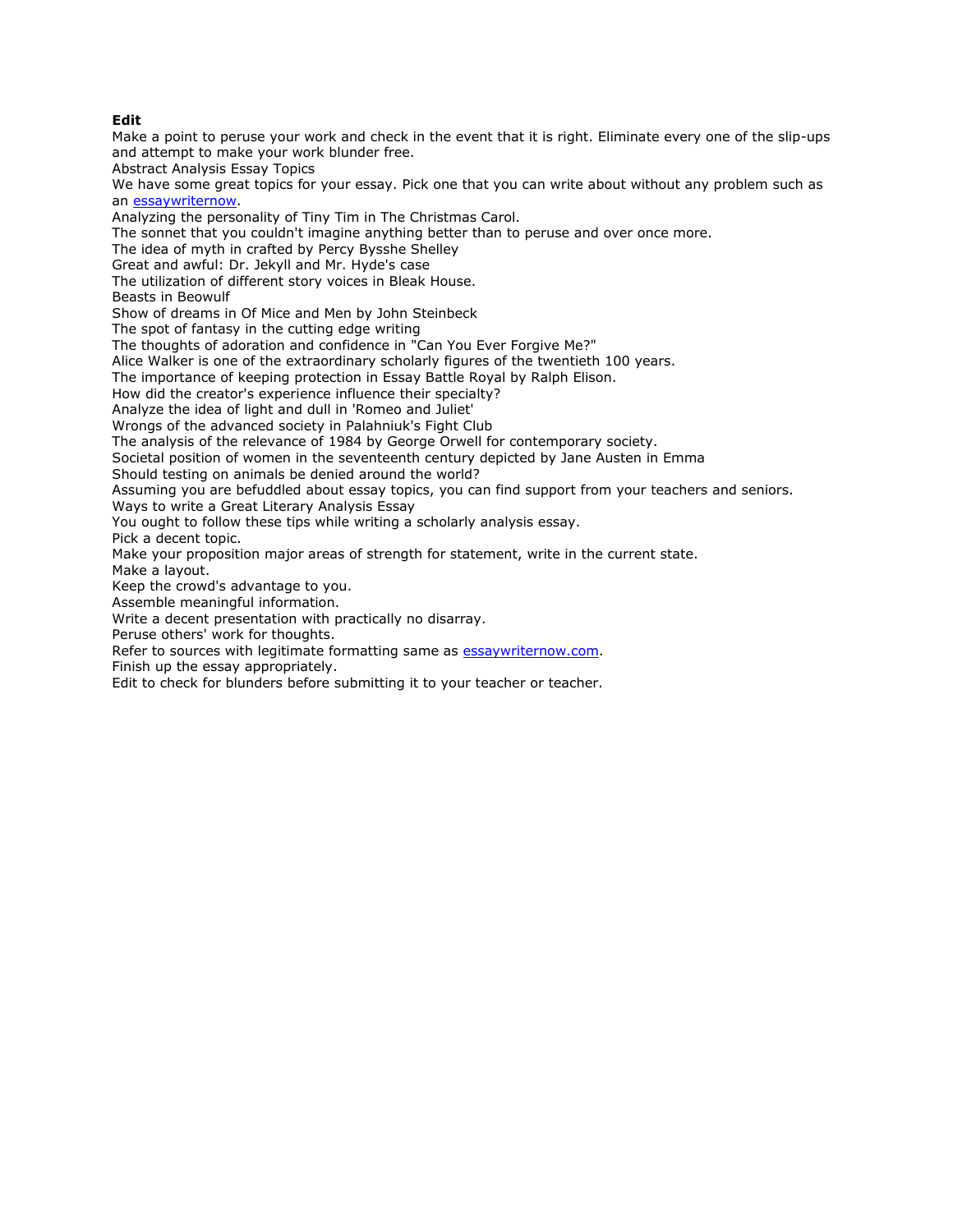**Edit**

Make a point to peruse your work and check in the event that it is right. Eliminate every one of the slip-ups and attempt to make your work blunder free.

Abstract Analysis Essay Topics

We have some great topics for your essay. Pick one that you can write about without any problem such as an [essaywriternow](essaywriternow).

Analyzing the personality of Tiny Tim in The Christmas Carol.

The sonnet that you couldn't imagine anything better than to peruse and over once more.

The idea of myth in crafted by Percy Bysshe Shelley

Great and awful: Dr. Jekyll and Mr. Hyde's case

The utilization of different story voices in Bleak House.

Beasts in Beowulf

Show of dreams in Of Mice and Men by John Steinbeck

The spot of fantasy in the cutting edge writing

The thoughts of adoration and confidence in "Can You Ever Forgive Me?"

Alice Walker is one of the extraordinary scholarly figures of the twentieth 100 years.

The importance of keeping protection in Essay Battle Royal by Ralph Elison.

How did the creator's experience influence their specialty?

Analyze the idea of light and dull in 'Romeo and Juliet'

Wrongs of the advanced society in Palahniuk's Fight Club

The analysis of the relevance of 1984 by George Orwell for contemporary society.

Societal position of women in the seventeenth century depicted by Jane Austen in Emma

Should testing on animals be denied around the world?

Assuming you are befuddled about essay topics, you can find support from your teachers and seniors.

Ways to write a Great Literary Analysis Essay

You ought to follow these tips while writing a scholarly analysis essay.

Pick a decent topic.

Make your proposition major areas of strength for statement, write in the current state.

Make a layout.

Keep the crowd's advantage to you.

Assemble meaningful information.

Write a decent presentation with practically no disarray.

Peruse others' work for thoughts.

Refer to sources with legitimate formatting same as [essaywriternow.com](essaywriternow.com).

Finish up the essay appropriately.

Edit to check for blunders before submitting it to your teacher or teacher.